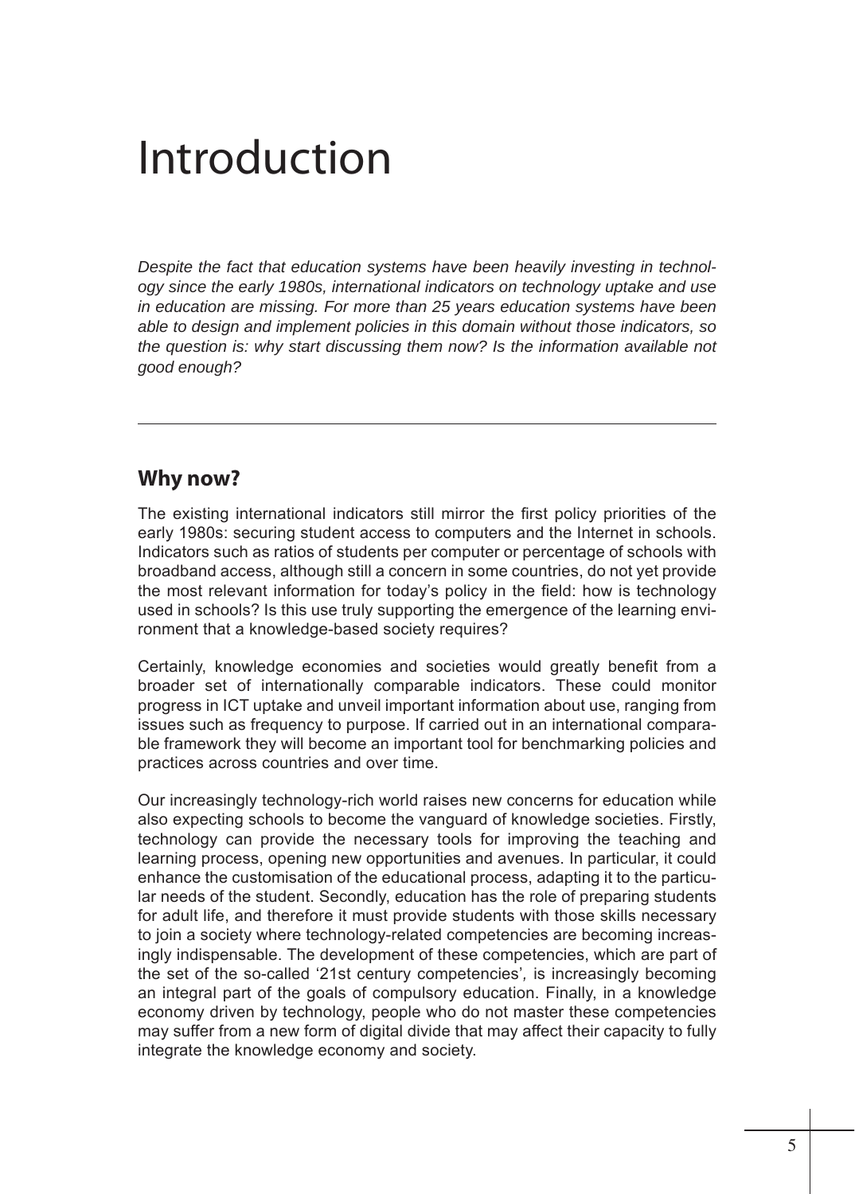# Introduction

*Despite the fact that education systems have been heavily investing in technology since the early 1980s, international indicators on technology uptake and use in education are missing. For more than 25 years education systems have been able to design and implement policies in this domain without those indicators, so the question is: why start discussing them now? Is the information available not good enough?*

---

## Why now?

The existing international indicators still mirror the first policy priorities of the early 1980s: securing student access to computers and the Internet in schools. Indicators such as ratios of students per computer or percentage of schools with broadband access, although still a concern in some countries, do not yet provide the most relevant information for today's policy in the field: how is technology used in schools? Is this use truly supporting the emergence of the learning environment that a knowledge-based society requires?

Certainly, knowledge economies and societies would greatly benefit from a broader set of internationally comparable indicators. These could monitor progress in ICT uptake and unveil important information about use, ranging from issues such as frequency to purpose. If carried out in an international comparable framework they will become an important tool for benchmarking policies and practices across countries and over time.

Our increasingly technology-rich world raises new concerns for education while also expecting schools to become the vanguard of knowledge societies. Firstly, technology can provide the necessary tools for improving the teaching and learning process, opening new opportunities and avenues. In particular, it could enhance the customisation of the educational process, adapting it to the particular needs of the student. Secondly, education has the role of preparing students for adult life, and therefore it must provide students with those skills necessary to join a society where technology-related competencies are becoming increasingly indispensable. The development of these competencies, which are part of the set of the so-called '21st century competencies', is increasingly becoming an integral part of the goals of compulsory education. Finally, in a knowledge economy driven by technology, people who do not master these competencies may suffer from a new form of digital divide that may affect their capacity to fully integrate the knowledge economy and society.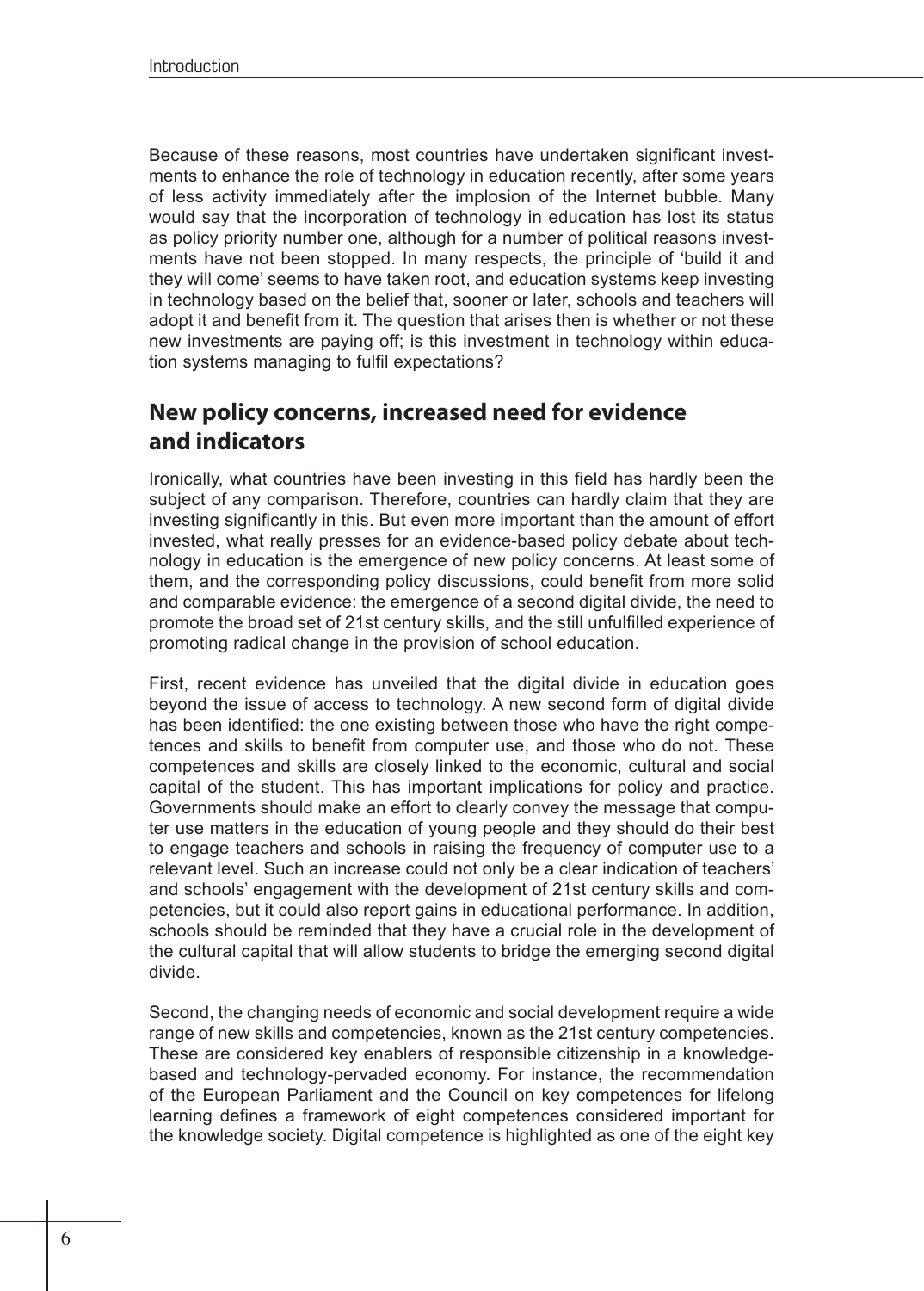Because of these reasons, most countries have undertaken significant investments to enhance the role of technology in education recently, after some years of less activity immediately after the implosion of the Internet bubble. Many would say that the incorporation of technology in education has lost its status as policy priority number one, although for a number of political reasons investments have not been stopped. In many respects, the principle of 'build it and they will come' seems to have taken root, and education systems keep investing in technology based on the belief that, sooner or later, schools and teachers will adopt it and benefit from it. The question that arises then is whether or not these new investments are paying off; is this investment in technology within education systems managing to fulfil expectations?

## New policy concerns, increased need for evidence and indicators

Ironically, what countries have been investing in this field has hardly been the subject of any comparison. Therefore, countries can hardly claim that they are investing significantly in this. But even more important than the amount of effort invested, what really presses for an evidence-based policy debate about technology in education is the emergence of new policy concerns. At least some of them, and the corresponding policy discussions, could benefit from more solid and comparable evidence: the emergence of a second digital divide, the need to promote the broad set of 21st century skills, and the still unfulfilled experience of promoting radical change in the provision of school education.

First, recent evidence has unveiled that the digital divide in education goes beyond the issue of access to technology. A new second form of digital divide has been identified: the one existing between those who have the right competences and skills to benefit from computer use, and those who do not. These competences and skills are closely linked to the economic, cultural and social capital of the student. This has important implications for policy and practice. Governments should make an effort to clearly convey the message that computer use matters in the education of young people and they should do their best to engage teachers and schools in raising the frequency of computer use to a relevant level. Such an increase could not only be a clear indication of teachers' and schools' engagement with the development of 21st century skills and competencies, but it could also report gains in educational performance. In addition, schools should be reminded that they have a crucial role in the development of the cultural capital that will allow students to bridge the emerging second digital divide.

Second, the changing needs of economic and social development require a wide range of new skills and competencies, known as the 21st century competencies. These are considered key enablers of responsible citizenship in a knowledge-based and technology-pervaded economy. For instance, the recommendation of the European Parliament and the Council on key competences for lifelong learning defines a framework of eight competences considered important for the knowledge society. Digital competence is highlighted as one of the eight key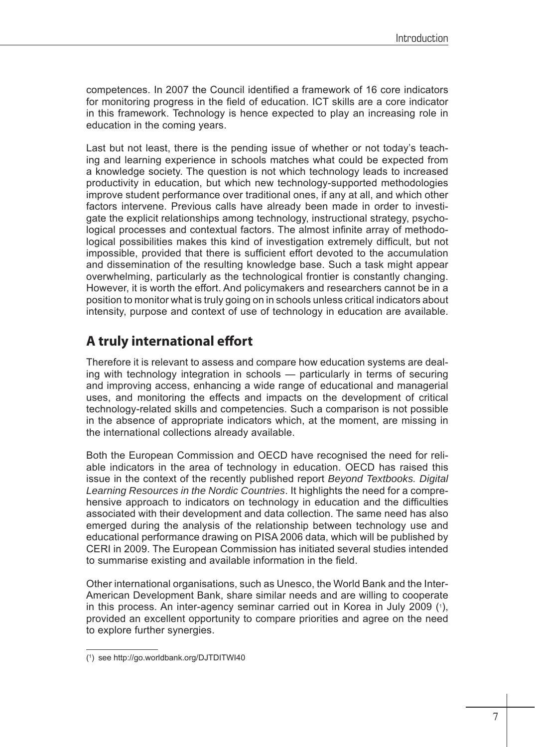competences. In 2007 the Council identified a framework of 16 core indicators for monitoring progress in the field of education. ICT skills are a core indicator in this framework. Technology is hence expected to play an increasing role in education in the coming years.

Last but not least, there is the pending issue of whether or not today's teaching and learning experience in schools matches what could be expected from a knowledge society. The question is not which technology leads to increased productivity in education, but which new technology-supported methodologies improve student performance over traditional ones, if any at all, and which other factors intervene. Previous calls have already been made in order to investigate the explicit relationships among technology, instructional strategy, psychological processes and contextual factors. The almost infinite array of methodological possibilities makes this kind of investigation extremely difficult, but not impossible, provided that there is sufficient effort devoted to the accumulation and dissemination of the resulting knowledge base. Such a task might appear overwhelming, particularly as the technological frontier is constantly changing. However, it is worth the effort. And policymakers and researchers cannot be in a position to monitor what is truly going on in schools unless critical indicators about intensity, purpose and context of use of technology in education are available.

## A truly international effort

Therefore it is relevant to assess and compare how education systems are dealing with technology integration in schools — particularly in terms of securing and improving access, enhancing a wide range of educational and managerial uses, and monitoring the effects and impacts on the development of critical technology-related skills and competencies. Such a comparison is not possible in the absence of appropriate indicators which, at the moment, are missing in the international collections already available.

Both the European Commission and OECD have recognised the need for reliable indicators in the area of technology in education. OECD has raised this issue in the context of the recently published report *Beyond Textbooks. Digital Learning Resources in the Nordic Countries*. It highlights the need for a comprehensive approach to indicators on technology in education and the difficulties associated with their development and data collection. The same need has also emerged during the analysis of the relationship between technology use and educational performance drawing on PISA 2006 data, which will be published by CERI in 2009. The European Commission has initiated several studies intended to summarise existing and available information in the field.

Other international organisations, such as Unesco, the World Bank and the Inter-American Development Bank, share similar needs and are willing to cooperate in this process. An inter-agency seminar carried out in Korea in July 2009 ([1]), provided an excellent opportunity to compare priorities and agree on the need to explore further synergies.

([1]) see http://go.worldbank.org/DJTDITWI40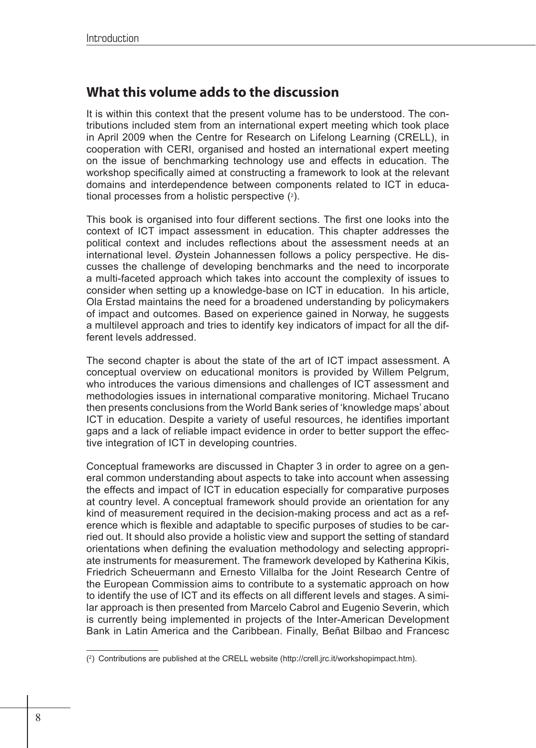## What this volume adds to the discussion

It is within this context that the present volume has to be understood. The contributions included stem from an international expert meeting which took place in April 2009 when the Centre for Research on Lifelong Learning (CRELL), in cooperation with CERI, organised and hosted an international expert meeting on the issue of benchmarking technology use and effects in education. The workshop specifically aimed at constructing a framework to look at the relevant domains and interdependence between components related to ICT in educational processes from a holistic perspective ([2]).

This book is organised into four different sections. The first one looks into the context of ICT impact assessment in education. This chapter addresses the political context and includes reflections about the assessment needs at an international level. Øystein Johannessen follows a policy perspective. He discusses the challenge of developing benchmarks and the need to incorporate a multi-faceted approach which takes into account the complexity of issues to consider when setting up a knowledge-base on ICT in education. In his article, Ola Erstad maintains the need for a broadened understanding by policymakers of impact and outcomes. Based on experience gained in Norway, he suggests a multilevel approach and tries to identify key indicators of impact for all the different levels addressed.

The second chapter is about the state of the art of ICT impact assessment. A conceptual overview on educational monitors is provided by Willem Pelgrum, who introduces the various dimensions and challenges of ICT assessment and methodologies issues in international comparative monitoring. Michael Trucano then presents conclusions from the World Bank series of 'knowledge maps' about ICT in education. Despite a variety of useful resources, he identifies important gaps and a lack of reliable impact evidence in order to better support the effective integration of ICT in developing countries.

Conceptual frameworks are discussed in Chapter 3 in order to agree on a general common understanding about aspects to take into account when assessing the effects and impact of ICT in education especially for comparative purposes at country level. A conceptual framework should provide an orientation for any kind of measurement required in the decision-making process and act as a reference which is flexible and adaptable to specific purposes of studies to be carried out. It should also provide a holistic view and support the setting of standard orientations when defining the evaluation methodology and selecting appropriate instruments for measurement. The framework developed by Katherina Kikis, Friedrich Scheuermann and Ernesto Villalba for the Joint Research Centre of the European Commission aims to contribute to a systematic approach on how to identify the use of ICT and its effects on all different levels and stages. A similar approach is then presented from Marcelo Cabrol and Eugenio Severin, which is currently being implemented in projects of the Inter-American Development Bank in Latin America and the Caribbean. Finally, Beñat Bilbao and Francesc

---

([2]) Contributions are published at the CRELL website (http://crell.jrc.it/workshopimpact.htm).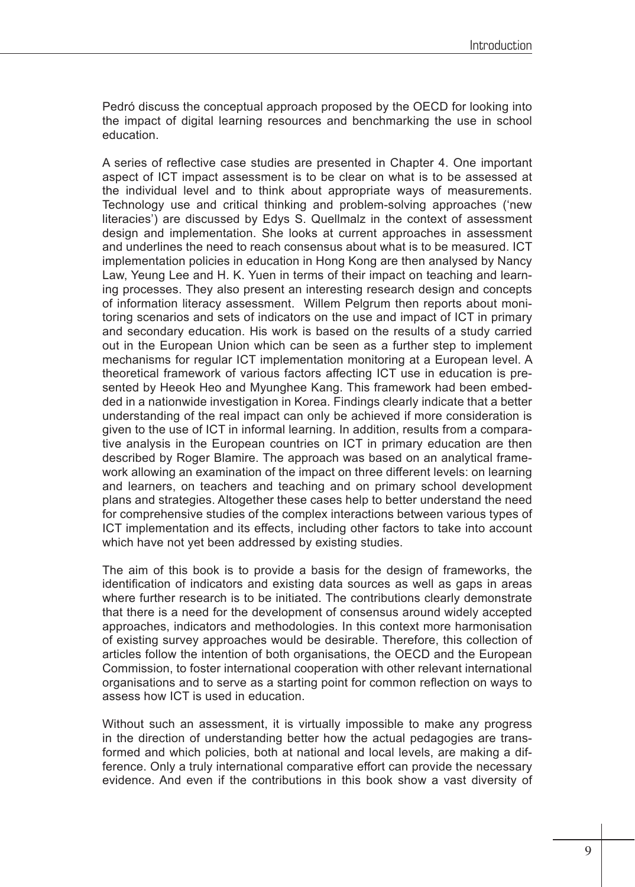Pedró discuss the conceptual approach proposed by the OECD for looking into the impact of digital learning resources and benchmarking the use in school education.

A series of reflective case studies are presented in Chapter 4. One important aspect of ICT impact assessment is to be clear on what is to be assessed at the individual level and to think about appropriate ways of measurements. Technology use and critical thinking and problem-solving approaches ('new literacies') are discussed by Edys S. Quellmalz in the context of assessment design and implementation. She looks at current approaches in assessment and underlines the need to reach consensus about what is to be measured. ICT implementation policies in education in Hong Kong are then analysed by Nancy Law, Yeung Lee and H. K. Yuen in terms of their impact on teaching and learning processes. They also present an interesting research design and concepts of information literacy assessment. Willem Pelgrum then reports about monitoring scenarios and sets of indicators on the use and impact of ICT in primary and secondary education. His work is based on the results of a study carried out in the European Union which can be seen as a further step to implement mechanisms for regular ICT implementation monitoring at a European level. A theoretical framework of various factors affecting ICT use in education is presented by Heeok Heo and Myunghee Kang. This framework had been embedded in a nationwide investigation in Korea. Findings clearly indicate that a better understanding of the real impact can only be achieved if more consideration is given to the use of ICT in informal learning. In addition, results from a comparative analysis in the European countries on ICT in primary education are then described by Roger Blamire. The approach was based on an analytical framework allowing an examination of the impact on three different levels: on learning and learners, on teachers and teaching and on primary school development plans and strategies. Altogether these cases help to better understand the need for comprehensive studies of the complex interactions between various types of ICT implementation and its effects, including other factors to take into account which have not yet been addressed by existing studies.

The aim of this book is to provide a basis for the design of frameworks, the identification of indicators and existing data sources as well as gaps in areas where further research is to be initiated. The contributions clearly demonstrate that there is a need for the development of consensus around widely accepted approaches, indicators and methodologies. In this context more harmonisation of existing survey approaches would be desirable. Therefore, this collection of articles follow the intention of both organisations, the OECD and the European Commission, to foster international cooperation with other relevant international organisations and to serve as a starting point for common reflection on ways to assess how ICT is used in education.

Without such an assessment, it is virtually impossible to make any progress in the direction of understanding better how the actual pedagogies are transformed and which policies, both at national and local levels, are making a difference. Only a truly international comparative effort can provide the necessary evidence. And even if the contributions in this book show a vast diversity of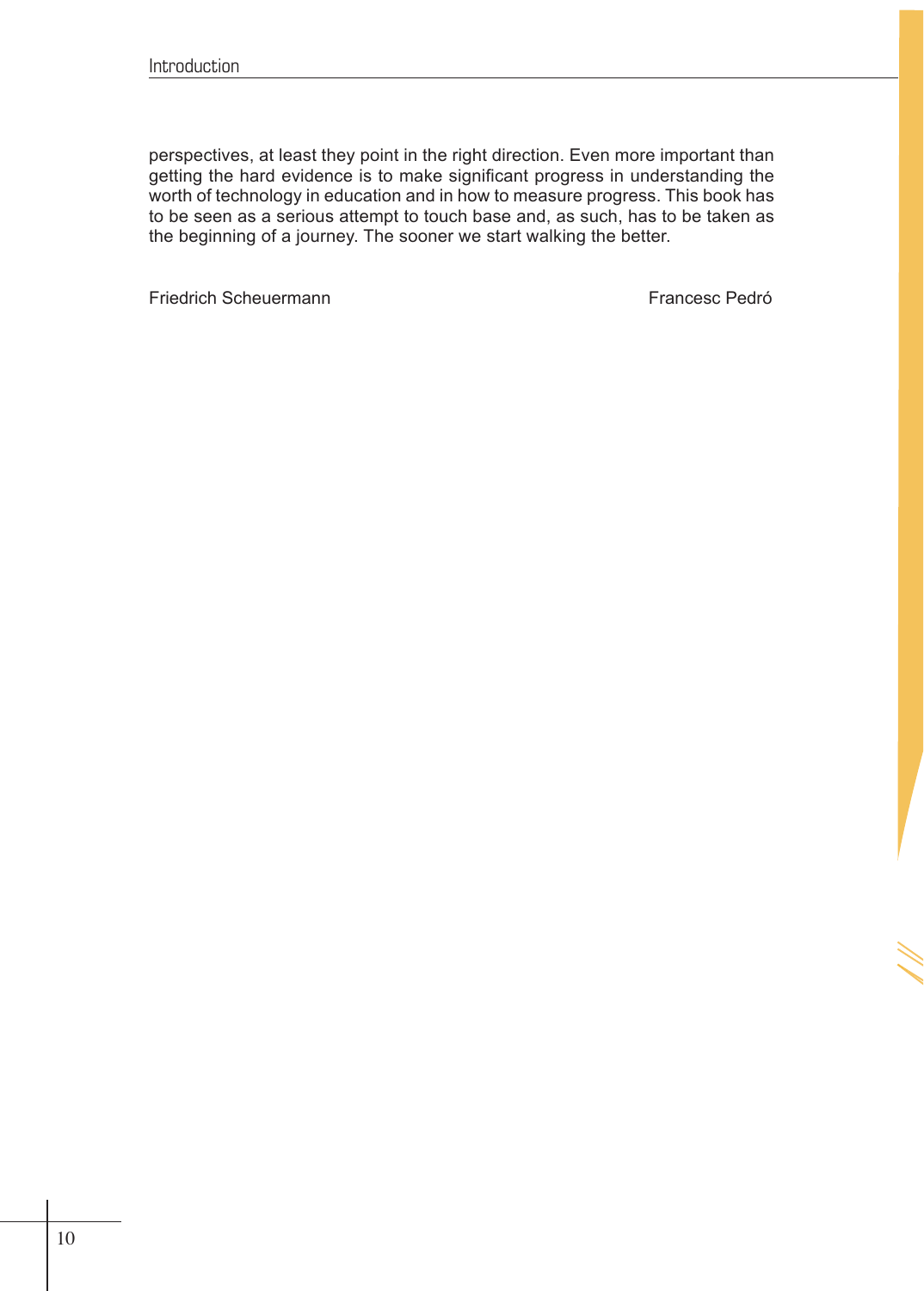perspectives, at least they point in the right direction. Even more important than getting the hard evidence is to make significant progress in understanding the worth of technology in education and in how to measure progress. This book has to be seen as a serious attempt to touch base and, as such, has to be taken as the beginning of a journey. The sooner we start walking the better.

Friedrich Scheuermann　　　　　　　　　　　　　　　　　　　　　　　Francesc Pedró